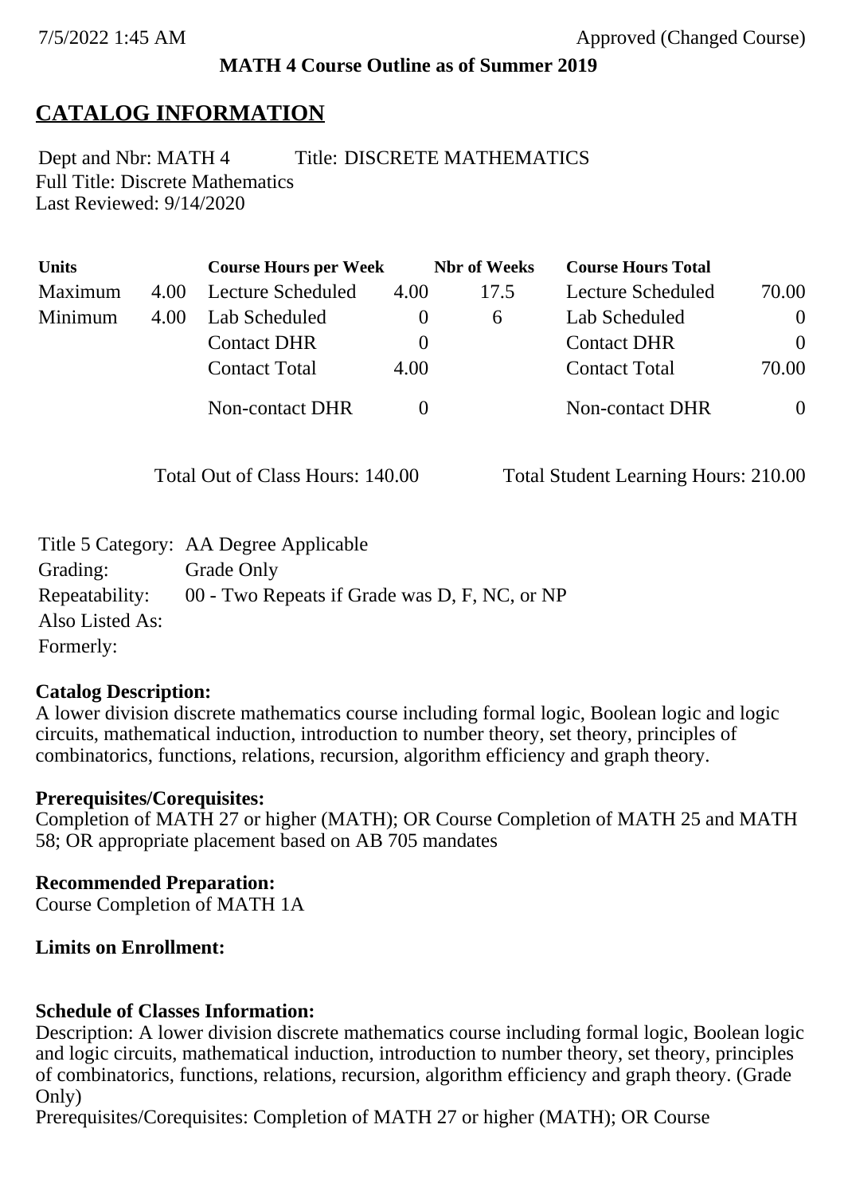**MATH 4 Course Outline as of Summer 2019**

## CATALOG INFORMATION

Dept and Nbr: MATH 4 Title: DISCRETE MATHEMATICS
Full Title: Discrete Mathematics
Last Reviewed: 9/14/2020

| Units | | Course Hours per Week | | Nbr of Weeks | Course Hours Total | |
|---|---|---|---|---|---|---|
| Maximum | 4.00 | Lecture Scheduled | 4.00 | 17.5 | Lecture Scheduled | 70.00 |
| Minimum | 4.00 | Lab Scheduled | 0 | 6 | Lab Scheduled | 0 |
| | | Contact DHR | 0 | | Contact DHR | 0 |
| | | Contact Total | 4.00 | | Contact Total | 70.00 |
| | | Non-contact DHR | 0 | | Non-contact DHR | 0 |

Total Out of Class Hours: 140.00 Total Student Learning Hours: 210.00

Title 5 Category: AA Degree Applicable
Grading: Grade Only
Repeatability: 00 - Two Repeats if Grade was D, F, NC, or NP
Also Listed As:
Formerly:

**Catalog Description:**
A lower division discrete mathematics course including formal logic, Boolean logic and logic circuits, mathematical induction, introduction to number theory, set theory, principles of combinatorics, functions, relations, recursion, algorithm efficiency and graph theory.

**Prerequisites/Corequisites:**
Completion of MATH 27 or higher (MATH); OR Course Completion of MATH 25 and MATH 58; OR appropriate placement based on AB 705 mandates

**Recommended Preparation:**
Course Completion of MATH 1A

**Limits on Enrollment:**

**Schedule of Classes Information:**
Description: A lower division discrete mathematics course including formal logic, Boolean logic and logic circuits, mathematical induction, introduction to number theory, set theory, principles of combinatorics, functions, relations, recursion, algorithm efficiency and graph theory. (Grade Only)
Prerequisites/Corequisites: Completion of MATH 27 or higher (MATH); OR Course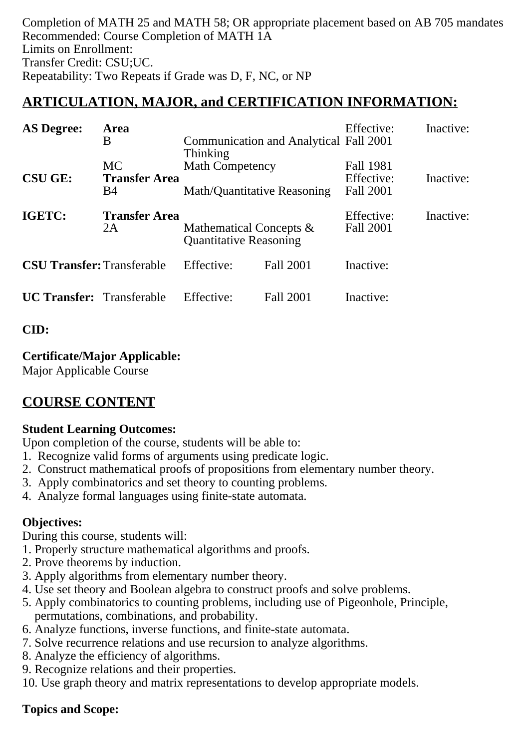Completion of MATH 25 and MATH 58; OR appropriate placement based on AB 705 mandates
Recommended: Course Completion of MATH 1A
Limits on Enrollment:
Transfer Credit: CSU;UC.
Repeatability: Two Repeats if Grade was D, F, NC, or NP

## ARTICULATION, MAJOR, and CERTIFICATION INFORMATION:

| | | | | |
|---|---|---|---|---|
| **AS Degree:** | **Area** | | Effective: | Inactive: |
| | B | Communication and Analytical Thinking | Fall 2001 | |
| | MC | Math Competency | Fall 1981 | |
| **CSU GE:** | **Transfer Area** | | Effective: | Inactive: |
| | B4 | Math/Quantitative Reasoning | Fall 2001 | |
| **IGETC:** | **Transfer Area** | | Effective: | Inactive: |
| | 2A | Mathematical Concepts & Quantitative Reasoning | Fall 2001 | |

| | | | | |
|---|---|---|---|---|
| **CSU Transfer:** | Transferable | Effective: | Fall 2001 | Inactive: |
| **UC Transfer:** | Transferable | Effective: | Fall 2001 | Inactive: |

**CID:**

**Certificate/Major Applicable:**
Major Applicable Course

## COURSE CONTENT

**Student Learning Outcomes:**
Upon completion of the course, students will be able to:
1. Recognize valid forms of arguments using predicate logic.
2. Construct mathematical proofs of propositions from elementary number theory.
3. Apply combinatorics and set theory to counting problems.
4. Analyze formal languages using finite-state automata.

**Objectives:**
During this course, students will:
1. Properly structure mathematical algorithms and proofs.
2. Prove theorems by induction.
3. Apply algorithms from elementary number theory.
4. Use set theory and Boolean algebra to construct proofs and solve problems.
5. Apply combinatorics to counting problems, including use of Pigeonhole, Principle, permutations, combinations, and probability.
6. Analyze functions, inverse functions, and finite-state automata.
7. Solve recurrence relations and use recursion to analyze algorithms.
8. Analyze the efficiency of algorithms.
9. Recognize relations and their properties.
10. Use graph theory and matrix representations to develop appropriate models.

**Topics and Scope:**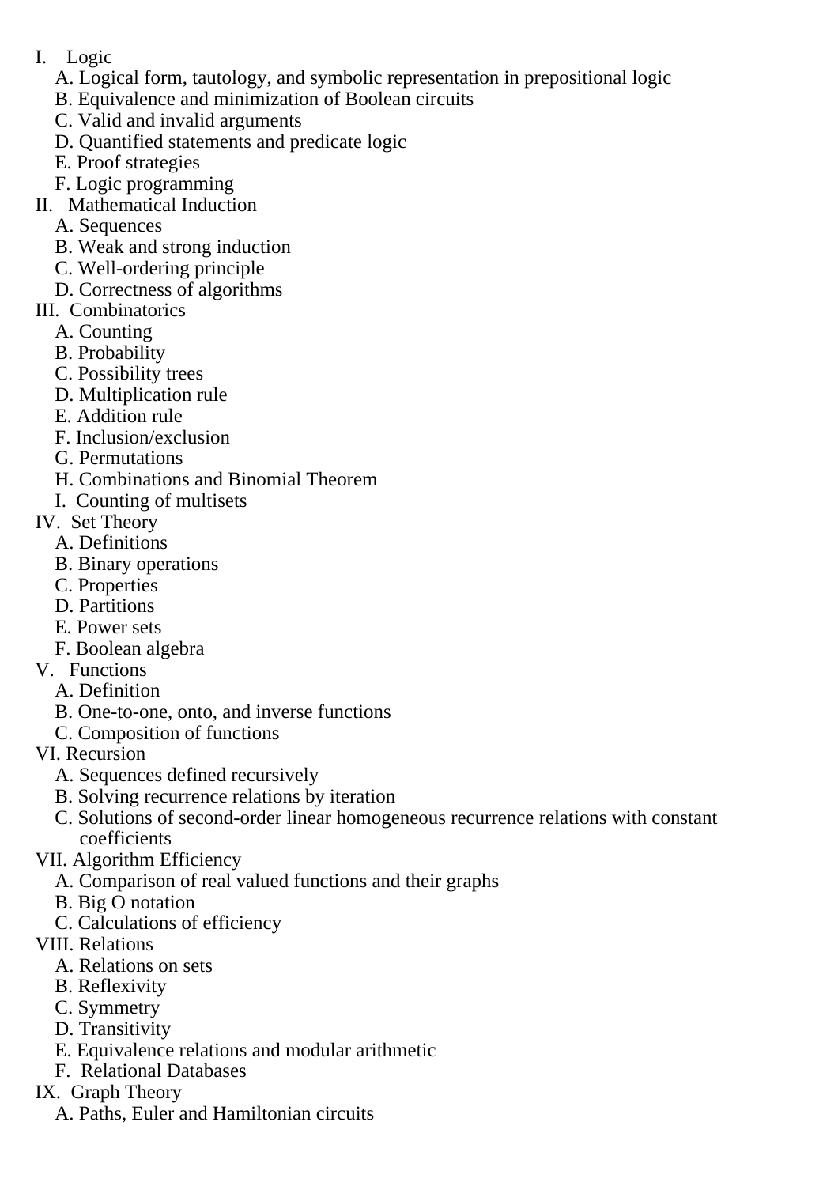I. Logic
   A. Logical form, tautology, and symbolic representation in prepositional logic
   B. Equivalence and minimization of Boolean circuits
   C. Valid and invalid arguments
   D. Quantified statements and predicate logic
   E. Proof strategies
   F. Logic programming
II. Mathematical Induction
   A. Sequences
   B. Weak and strong induction
   C. Well-ordering principle
   D. Correctness of algorithms
III. Combinatorics
   A. Counting
   B. Probability
   C. Possibility trees
   D. Multiplication rule
   E. Addition rule
   F. Inclusion/exclusion
   G. Permutations
   H. Combinations and Binomial Theorem
   I. Counting of multisets
IV. Set Theory
   A. Definitions
   B. Binary operations
   C. Properties
   D. Partitions
   E. Power sets
   F. Boolean algebra
V. Functions
   A. Definition
   B. One-to-one, onto, and inverse functions
   C. Composition of functions
VI. Recursion
   A. Sequences defined recursively
   B. Solving recurrence relations by iteration
   C. Solutions of second-order linear homogeneous recurrence relations with constant coefficients
VII. Algorithm Efficiency
   A. Comparison of real valued functions and their graphs
   B. Big O notation
   C. Calculations of efficiency
VIII. Relations
   A. Relations on sets
   B. Reflexivity
   C. Symmetry
   D. Transitivity
   E. Equivalence relations and modular arithmetic
   F. Relational Databases
IX. Graph Theory
   A. Paths, Euler and Hamiltonian circuits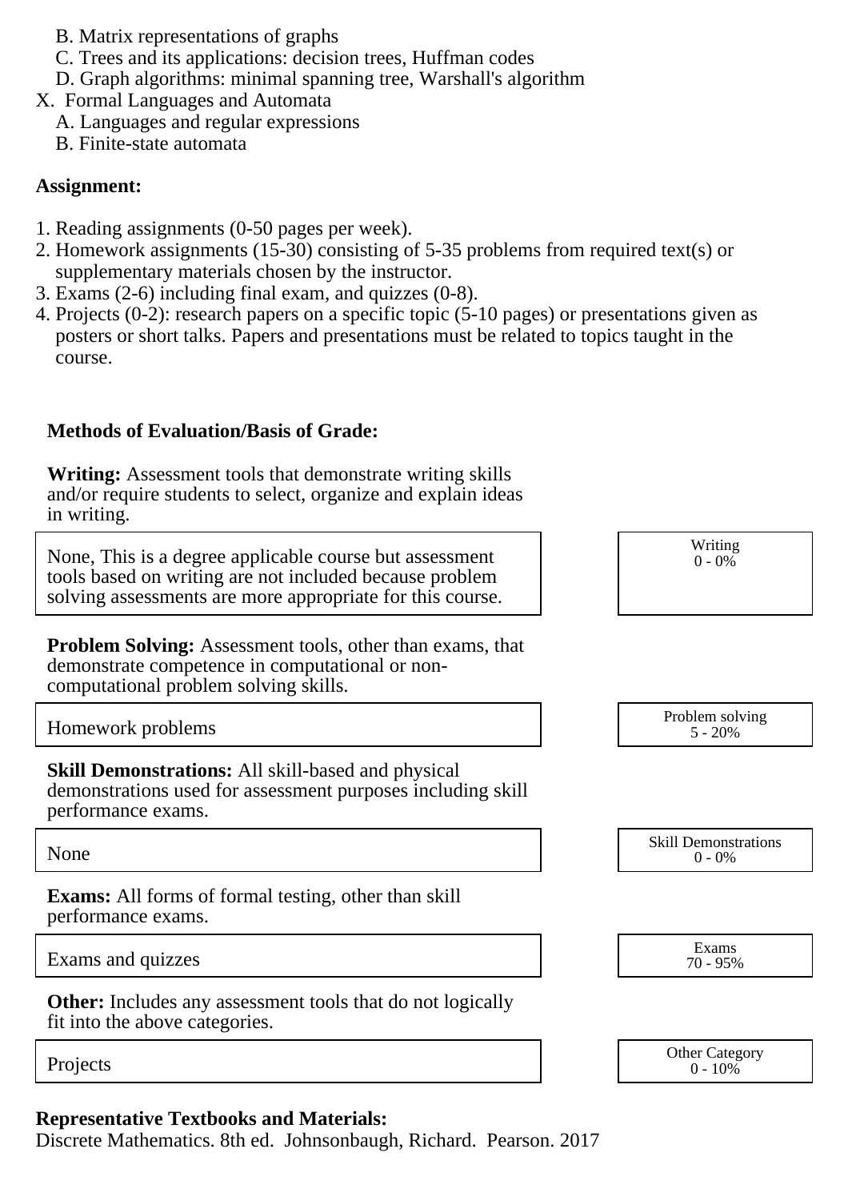B. Matrix representations of graphs
   C. Trees and its applications: decision trees, Huffman codes
   D. Graph algorithms: minimal spanning tree, Warshall's algorithm

X. Formal Languages and Automata
   A. Languages and regular expressions
   B. Finite-state automata

**Assignment:**

1. Reading assignments (0-50 pages per week).
2. Homework assignments (15-30) consisting of 5-35 problems from required text(s) or supplementary materials chosen by the instructor.
3. Exams (2-6) including final exam, and quizzes (0-8).
4. Projects (0-2): research papers on a specific topic (5-10 pages) or presentations given as posters or short talks. Papers and presentations must be related to topics taught in the course.

**Methods of Evaluation/Basis of Grade:**

**Writing:** Assessment tools that demonstrate writing skills and/or require students to select, organize and explain ideas in writing.

| Description | Category |
|---|---|
| None, This is a degree applicable course but assessment tools based on writing are not included because problem solving assessments are more appropriate for this course. | Writing 0 - 0% |

**Problem Solving:** Assessment tools, other than exams, that demonstrate competence in computational or non-computational problem solving skills.

| Description | Category |
|---|---|
| Homework problems | Problem solving 5 - 20% |

**Skill Demonstrations:** All skill-based and physical demonstrations used for assessment purposes including skill performance exams.

| Description | Category |
|---|---|
| None | Skill Demonstrations 0 - 0% |

**Exams:** All forms of formal testing, other than skill performance exams.

| Description | Category |
|---|---|
| Exams and quizzes | Exams 70 - 95% |

**Other:** Includes any assessment tools that do not logically fit into the above categories.

| Description | Category |
|---|---|
| Projects | Other Category 0 - 10% |

**Representative Textbooks and Materials:**
Discrete Mathematics. 8th ed. Johnsonbaugh, Richard. Pearson. 2017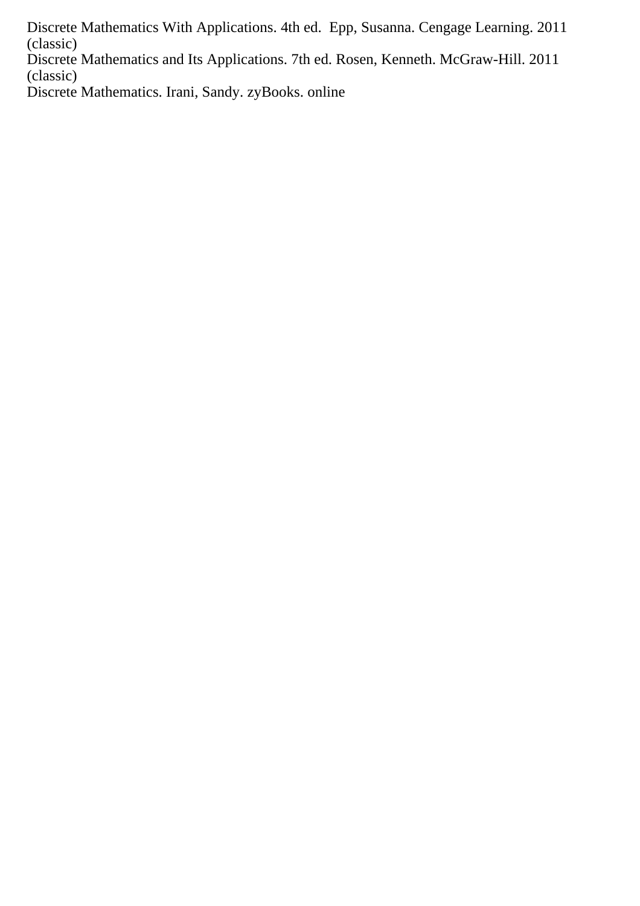Discrete Mathematics With Applications. 4th ed. Epp, Susanna. Cengage Learning. 2011 (classic)

Discrete Mathematics and Its Applications. 7th ed. Rosen, Kenneth. McGraw-Hill. 2011 (classic)

Discrete Mathematics. Irani, Sandy. zyBooks. online